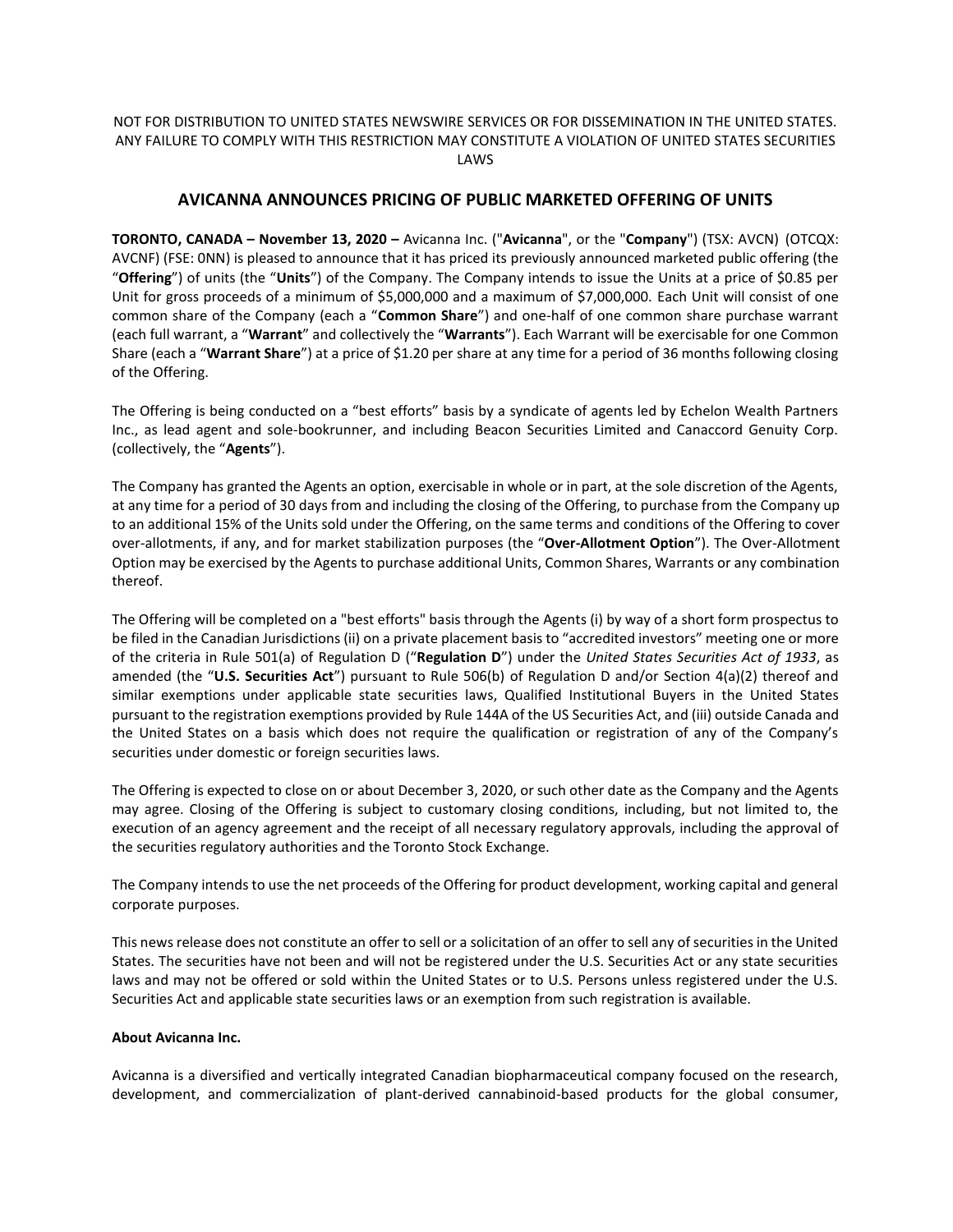NOT FOR DISTRIBUTION TO UNITED STATES NEWSWIRE SERVICES OR FOR DISSEMINATION IN THE UNITED STATES. ANY FAILURE TO COMPLY WITH THIS RESTRICTION MAY CONSTITUTE A VIOLATION OF UNITED STATES SECURITIES LAWS

# AVICANNA ANNOUNCES PRICING OF PUBLIC MARKETED OFFERING OF UNITS

**TORONTO, CANADA – November 13, 2020 –** Avicanna Inc. ("**Avicanna**", or the "**Company**") (TSX: AVCN) (OTCQX: AVCNF) (FSE: 0NN) is pleased to announce that it has priced its previously announced marketed public offering (the "**Offering**") of units (the "**Units**") of the Company. The Company intends to issue the Units at a price of $0.85 per Unit for gross proceeds of a minimum of $5,000,000 and a maximum of $7,000,000. Each Unit will consist of one common share of the Company (each a "**Common Share**") and one-half of one common share purchase warrant (each full warrant, a "**Warrant**" and collectively the "**Warrants**"). Each Warrant will be exercisable for one Common Share (each a "**Warrant Share**") at a price of $1.20 per share at any time for a period of 36 months following closing of the Offering.

The Offering is being conducted on a "best efforts" basis by a syndicate of agents led by Echelon Wealth Partners Inc., as lead agent and sole-bookrunner, and including Beacon Securities Limited and Canaccord Genuity Corp. (collectively, the "**Agents**").

The Company has granted the Agents an option, exercisable in whole or in part, at the sole discretion of the Agents, at any time for a period of 30 days from and including the closing of the Offering, to purchase from the Company up to an additional 15% of the Units sold under the Offering, on the same terms and conditions of the Offering to cover over-allotments, if any, and for market stabilization purposes (the "**Over-Allotment Option**"). The Over-Allotment Option may be exercised by the Agents to purchase additional Units, Common Shares, Warrants or any combination thereof.

The Offering will be completed on a "best efforts" basis through the Agents (i) by way of a short form prospectus to be filed in the Canadian Jurisdictions (ii) on a private placement basis to "accredited investors" meeting one or more of the criteria in Rule 501(a) of Regulation D ("**Regulation D**") under the *United States Securities Act of 1933*, as amended (the "**U.S. Securities Act**") pursuant to Rule 506(b) of Regulation D and/or Section 4(a)(2) thereof and similar exemptions under applicable state securities laws, Qualified Institutional Buyers in the United States pursuant to the registration exemptions provided by Rule 144A of the US Securities Act, and (iii) outside Canada and the United States on a basis which does not require the qualification or registration of any of the Company's securities under domestic or foreign securities laws.

The Offering is expected to close on or about December 3, 2020, or such other date as the Company and the Agents may agree. Closing of the Offering is subject to customary closing conditions, including, but not limited to, the execution of an agency agreement and the receipt of all necessary regulatory approvals, including the approval of the securities regulatory authorities and the Toronto Stock Exchange.

The Company intends to use the net proceeds of the Offering for product development, working capital and general corporate purposes.

This news release does not constitute an offer to sell or a solicitation of an offer to sell any of securities in the United States. The securities have not been and will not be registered under the U.S. Securities Act or any state securities laws and may not be offered or sold within the United States or to U.S. Persons unless registered under the U.S. Securities Act and applicable state securities laws or an exemption from such registration is available.

**About Avicanna Inc.**

Avicanna is a diversified and vertically integrated Canadian biopharmaceutical company focused on the research, development, and commercialization of plant-derived cannabinoid-based products for the global consumer,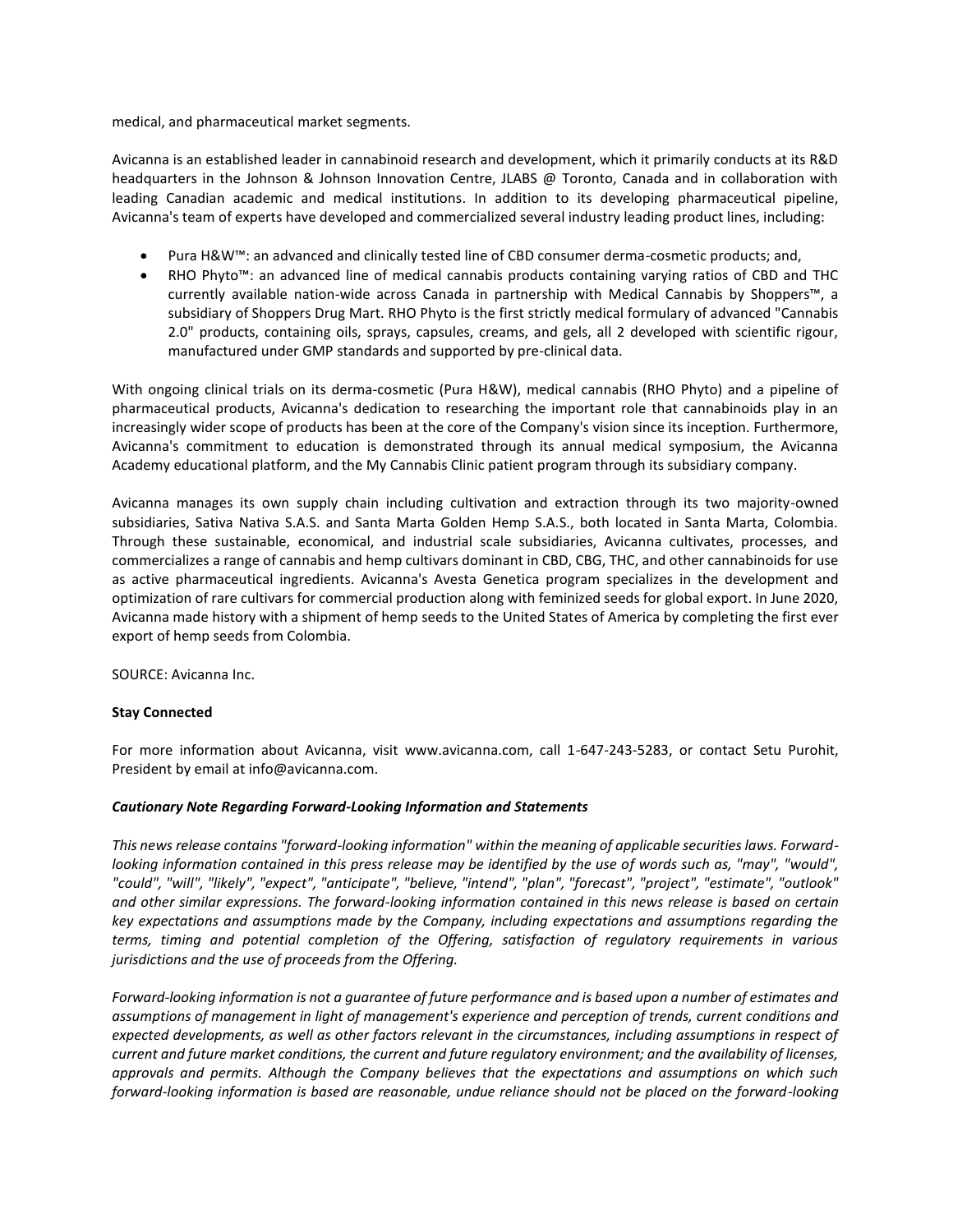medical, and pharmaceutical market segments.

Avicanna is an established leader in cannabinoid research and development, which it primarily conducts at its R&D headquarters in the Johnson & Johnson Innovation Centre, JLABS @ Toronto, Canada and in collaboration with leading Canadian academic and medical institutions. In addition to its developing pharmaceutical pipeline, Avicanna's team of experts have developed and commercialized several industry leading product lines, including:

- Pura H&W™: an advanced and clinically tested line of CBD consumer derma-cosmetic products; and,
- RHO Phyto™: an advanced line of medical cannabis products containing varying ratios of CBD and THC currently available nation-wide across Canada in partnership with Medical Cannabis by Shoppers™, a subsidiary of Shoppers Drug Mart. RHO Phyto is the first strictly medical formulary of advanced "Cannabis 2.0" products, containing oils, sprays, capsules, creams, and gels, all 2 developed with scientific rigour, manufactured under GMP standards and supported by pre-clinical data.

With ongoing clinical trials on its derma-cosmetic (Pura H&W), medical cannabis (RHO Phyto) and a pipeline of pharmaceutical products, Avicanna's dedication to researching the important role that cannabinoids play in an increasingly wider scope of products has been at the core of the Company's vision since its inception. Furthermore, Avicanna's commitment to education is demonstrated through its annual medical symposium, the Avicanna Academy educational platform, and the My Cannabis Clinic patient program through its subsidiary company.

Avicanna manages its own supply chain including cultivation and extraction through its two majority-owned subsidiaries, Sativa Nativa S.A.S. and Santa Marta Golden Hemp S.A.S., both located in Santa Marta, Colombia. Through these sustainable, economical, and industrial scale subsidiaries, Avicanna cultivates, processes, and commercializes a range of cannabis and hemp cultivars dominant in CBD, CBG, THC, and other cannabinoids for use as active pharmaceutical ingredients. Avicanna's Avesta Genetica program specializes in the development and optimization of rare cultivars for commercial production along with feminized seeds for global export. In June 2020, Avicanna made history with a shipment of hemp seeds to the United States of America by completing the first ever export of hemp seeds from Colombia.

SOURCE: Avicanna Inc.

**Stay Connected**

For more information about Avicanna, visit www.avicanna.com, call 1-647-243-5283, or contact Setu Purohit, President by email at info@avicanna.com.

***Cautionary Note Regarding Forward-Looking Information and Statements***

*This news release contains "forward-looking information" within the meaning of applicable securities laws. Forward-looking information contained in this press release may be identified by the use of words such as, "may", "would", "could", "will", "likely", "expect", "anticipate", "believe, "intend", "plan", "forecast", "project", "estimate", "outlook" and other similar expressions. The forward-looking information contained in this news release is based on certain key expectations and assumptions made by the Company, including expectations and assumptions regarding the terms, timing and potential completion of the Offering, satisfaction of regulatory requirements in various jurisdictions and the use of proceeds from the Offering.*

*Forward-looking information is not a guarantee of future performance and is based upon a number of estimates and assumptions of management in light of management's experience and perception of trends, current conditions and expected developments, as well as other factors relevant in the circumstances, including assumptions in respect of current and future market conditions, the current and future regulatory environment; and the availability of licenses, approvals and permits. Although the Company believes that the expectations and assumptions on which such forward-looking information is based are reasonable, undue reliance should not be placed on the forward-looking*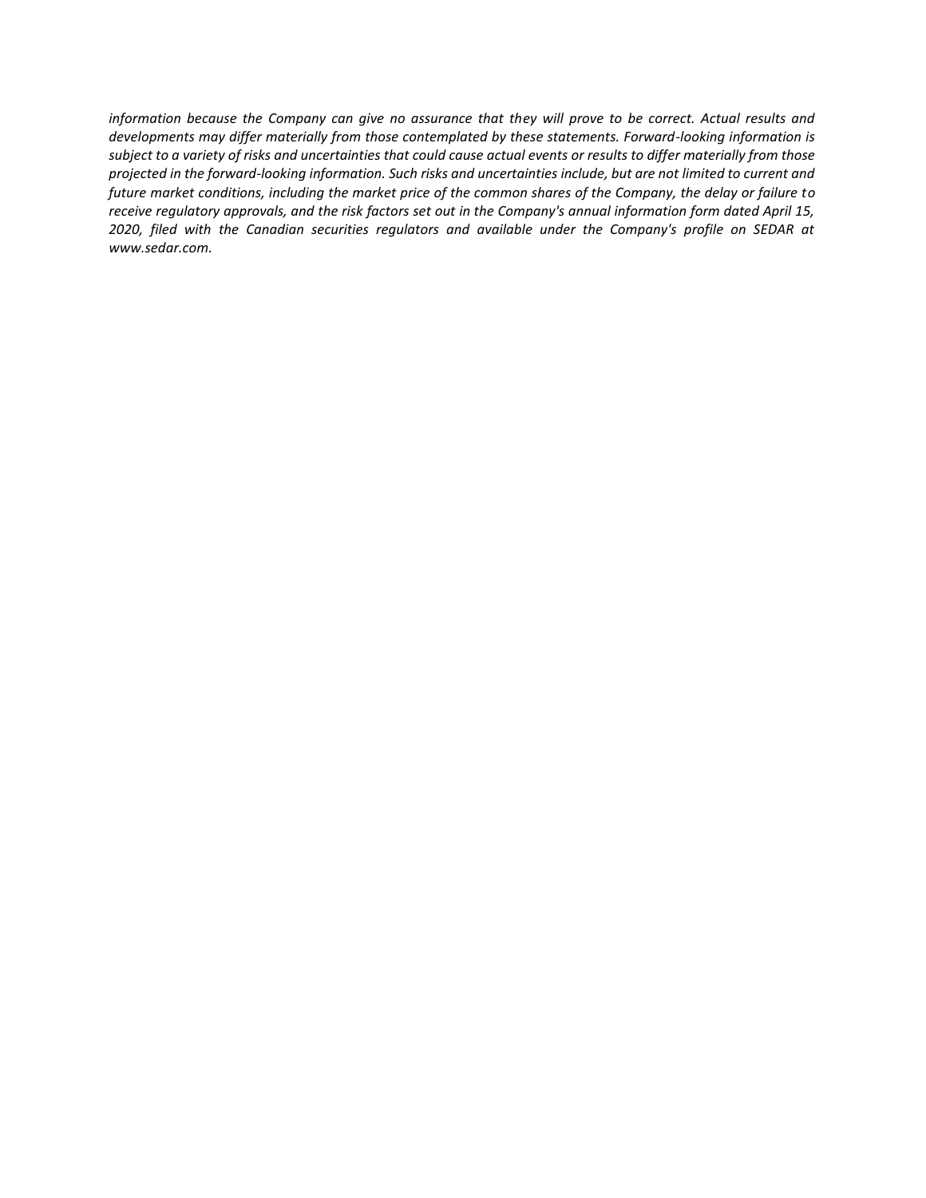*information because the Company can give no assurance that they will prove to be correct. Actual results and developments may differ materially from those contemplated by these statements. Forward-looking information is subject to a variety of risks and uncertainties that could cause actual events or results to differ materially from those projected in the forward-looking information. Such risks and uncertainties include, but are not limited to current and future market conditions, including the market price of the common shares of the Company, the delay or failure to receive regulatory approvals, and the risk factors set out in the Company's annual information form dated April 15, 2020, filed with the Canadian securities regulators and available under the Company's profile on SEDAR at www.sedar.com.*